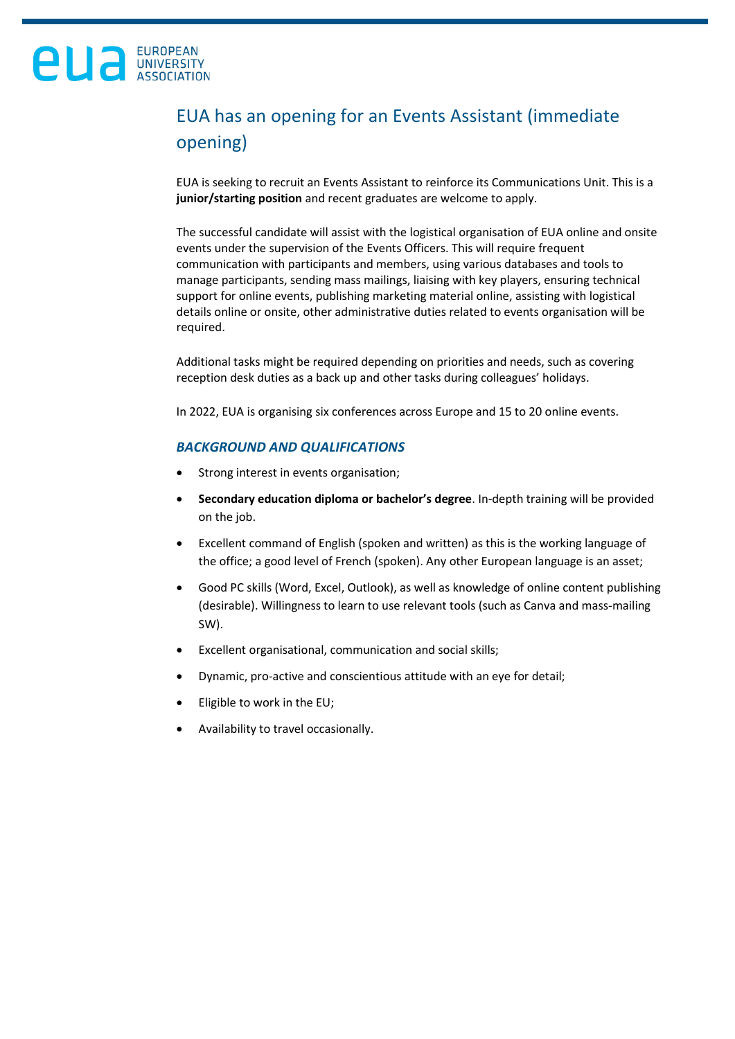# EUA has an opening for an Events Assistant (immediate opening)

EUA is seeking to recruit an Events Assistant to reinforce its Communications Unit. This is a **junior/starting position** and recent graduates are welcome to apply.

The successful candidate will assist with the logistical organisation of EUA online and onsite events under the supervision of the Events Officers. This will require frequent communication with participants and members, using various databases and tools to manage participants, sending mass mailings, liaising with key players, ensuring technical support for online events, publishing marketing material online, assisting with logistical details online or onsite, other administrative duties related to events organisation will be required.

Additional tasks might be required depending on priorities and needs, such as covering reception desk duties as a back up and other tasks during colleagues' holidays.

In 2022, EUA is organising six conferences across Europe and 15 to 20 online events.

### *BACKGROUND AND QUALIFICATIONS*

- Strong interest in events organisation;
- **Secondary education diploma or bachelor's degree**. In-depth training will be provided on the job.
- Excellent command of English (spoken and written) as this is the working language of the office; a good level of French (spoken). Any other European language is an asset;
- Good PC skills (Word, Excel, Outlook), as well as knowledge of online content publishing (desirable). Willingness to learn to use relevant tools (such as Canva and mass-mailing SW).
- Excellent organisational, communication and social skills;
- Dynamic, pro-active and conscientious attitude with an eye for detail;
- Eligible to work in the EU;
- Availability to travel occasionally.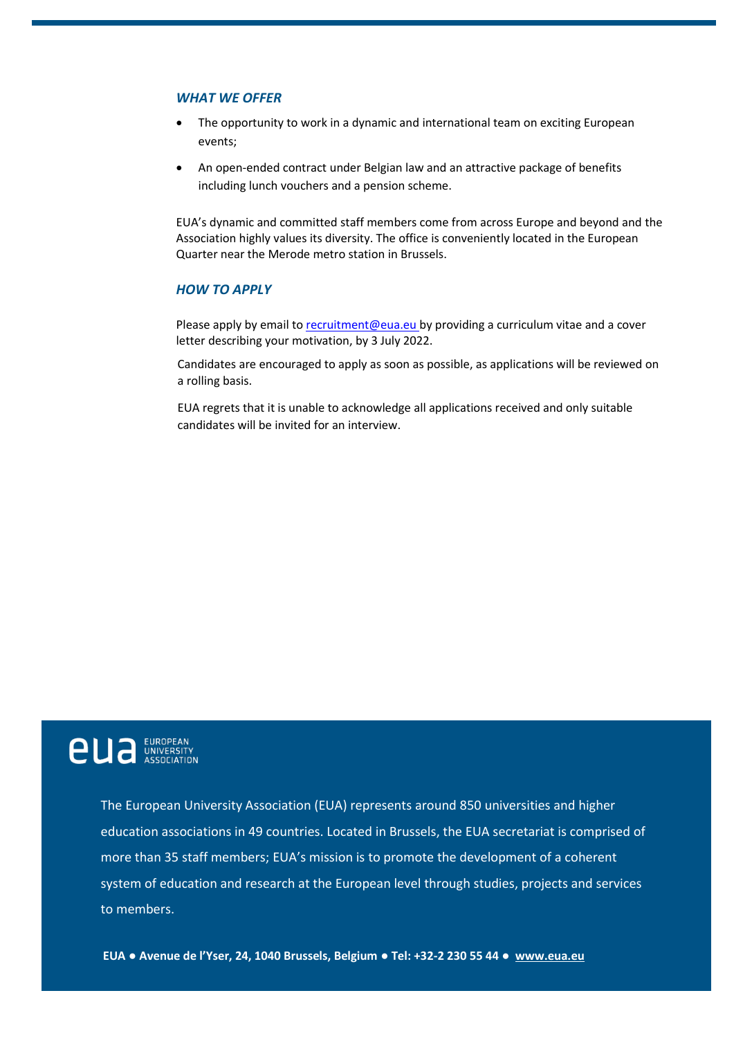### *WHAT WE OFFER*

- The opportunity to work in a dynamic and international team on exciting European events;
- An open-ended contract under Belgian law and an attractive package of benefits including lunch vouchers and a pension scheme.

EUA's dynamic and committed staff members come from across Europe and beyond and the Association highly values its diversity. The office is conveniently located in the European Quarter near the Merode metro station in Brussels.

### *HOW TO APPLY*

Please apply by email to recruitment@eua.eu by providing a curriculum vitae and a cover letter describing your motivation, by 3 July 2022.

Candidates are encouraged to apply as soon as possible, as applications will be reviewed on a rolling basis.

EUA regrets that it is unable to acknowledge all applications received and only suitable candidates will be invited for an interview.

eua EUROPEAN UNIVERSITY ASSOCIATION

The European University Association (EUA) represents around 850 universities and higher education associations in 49 countries. Located in Brussels, the EUA secretariat is comprised of more than 35 staff members; EUA's mission is to promote the development of a coherent system of education and research at the European level through studies, projects and services to members.

**EUA ● Avenue de l'Yser, 24, 1040 Brussels, Belgium ● Tel: +32-2 230 55 44 ● www.eua.eu**